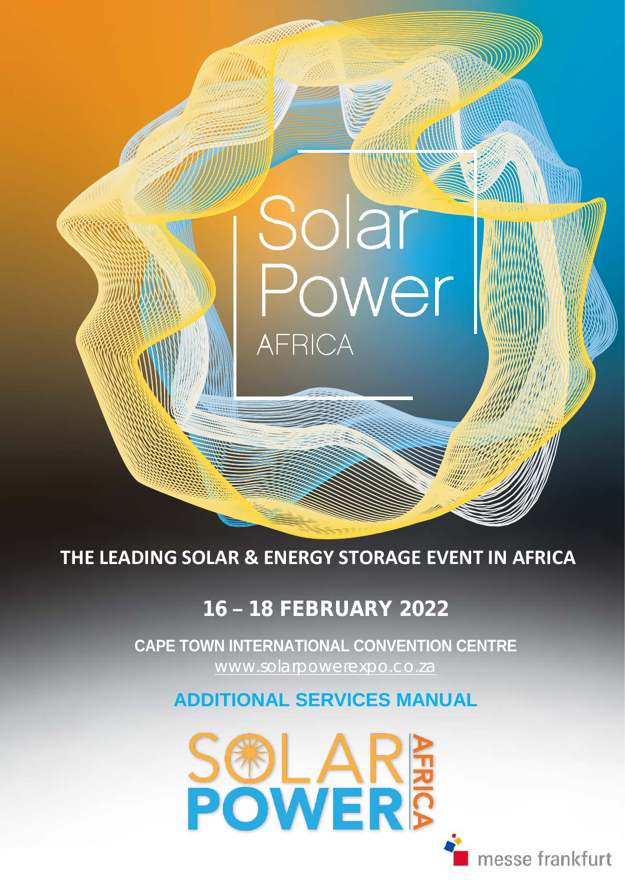# Solar Power AFRICA

**THE LEADING SOLAR & ENERGY STORAGE EVENT IN AFRICA**

## 16 – 18 FEBRUARY 2022

**CAPE TOWN INTERNATIONAL CONVENTION CENTRE**

www.solarpowerexpo.co.za

## ADDITIONAL SERVICES MANUAL

SOLAR POWER AFRICA

messe frankfurt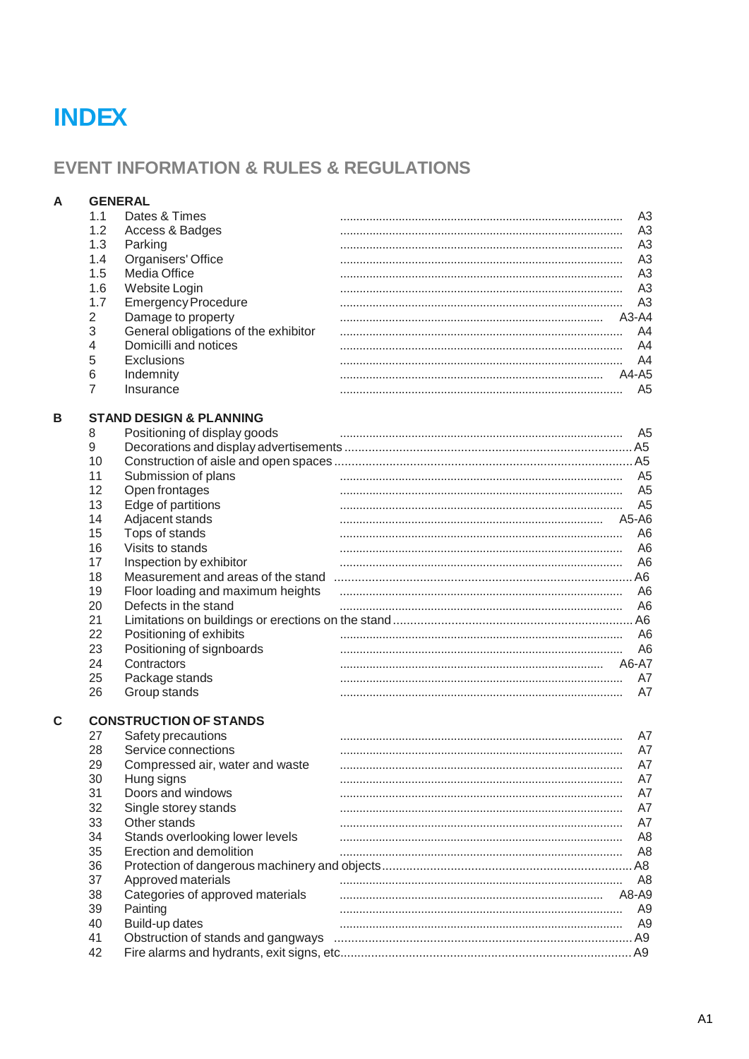# INDEX

## EVENT INFORMATION & RULES & REGULATIONS

| | | | |
|---|---|---|---|
| **A** | **GENERAL** | | |
| | 1.1 | Dates & Times | A3 |
| | 1.2 | Access & Badges | A3 |
| | 1.3 | Parking | A3 |
| | 1.4 | Organisers' Office | A3 |
| | 1.5 | Media Office | A3 |
| | 1.6 | Website Login | A3 |
| | 1.7 | Emergency Procedure | A3 |
| | 2 | Damage to property | A3-A4 |
| | 3 | General obligations of the exhibitor | A4 |
| | 4 | Domicilli and notices | A4 |
| | 5 | Exclusions | A4 |
| | 6 | Indemnity | A4-A5 |
| | 7 | Insurance | A5 |
| **B** | **STAND DESIGN & PLANNING** | | |
| | 8 | Positioning of display goods | A5 |
| | 9 | Decorations and display advertisements | A5 |
| | 10 | Construction of aisle and open spaces | A5 |
| | 11 | Submission of plans | A5 |
| | 12 | Open frontages | A5 |
| | 13 | Edge of partitions | A5 |
| | 14 | Adjacent stands | A5-A6 |
| | 15 | Tops of stands | A6 |
| | 16 | Visits to stands | A6 |
| | 17 | Inspection by exhibitor | A6 |
| | 18 | Measurement and areas of the stand | A6 |
| | 19 | Floor loading and maximum heights | A6 |
| | 20 | Defects in the stand | A6 |
| | 21 | Limitations on buildings or erections on the stand | A6 |
| | 22 | Positioning of exhibits | A6 |
| | 23 | Positioning of signboards | A6 |
| | 24 | Contractors | A6-A7 |
| | 25 | Package stands | A7 |
| | 26 | Group stands | A7 |
| **C** | **CONSTRUCTION OF STANDS** | | |
| | 27 | Safety precautions | A7 |
| | 28 | Service connections | A7 |
| | 29 | Compressed air, water and waste | A7 |
| | 30 | Hung signs | A7 |
| | 31 | Doors and windows | A7 |
| | 32 | Single storey stands | A7 |
| | 33 | Other stands | A7 |
| | 34 | Stands overlooking lower levels | A8 |
| | 35 | Erection and demolition | A8 |
| | 36 | Protection of dangerous machinery and objects | A8 |
| | 37 | Approved materials | A8 |
| | 38 | Categories of approved materials | A8-A9 |
| | 39 | Painting | A9 |
| | 40 | Build-up dates | A9 |
| | 41 | Obstruction of stands and gangways | A9 |
| | 42 | Fire alarms and hydrants, exit signs, etc. | A9 |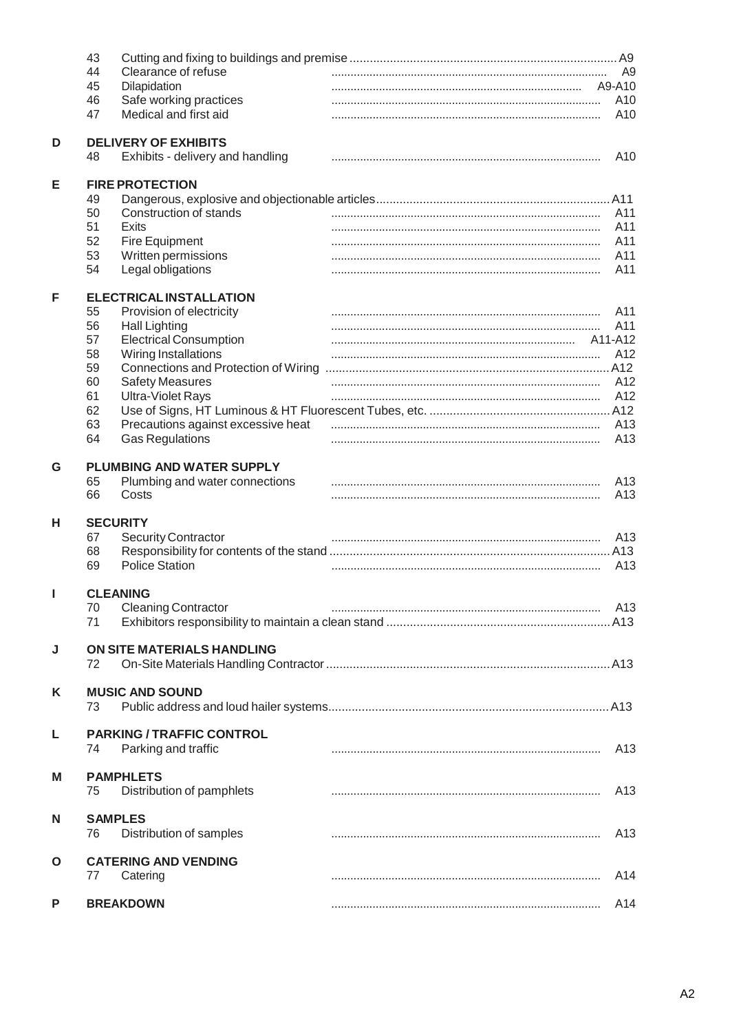| | | | |
|---|---|---|---|
| | 43 | Cutting and fixing to buildings and premise | A9 |
| | 44 | Clearance of refuse | A9 |
| | 45 | Dilapidation | A9-A10 |
| | 46 | Safe working practices | A10 |
| | 47 | Medical and first aid | A10 |
| **D** | | **DELIVERY OF EXHIBITS** | |
| | 48 | Exhibits - delivery and handling | A10 |
| **E** | | **FIRE PROTECTION** | |
| | 49 | Dangerous, explosive and objectionable articles | A11 |
| | 50 | Construction of stands | A11 |
| | 51 | Exits | A11 |
| | 52 | Fire Equipment | A11 |
| | 53 | Written permissions | A11 |
| | 54 | Legal obligations | A11 |
| **F** | | **ELECTRICAL INSTALLATION** | |
| | 55 | Provision of electricity | A11 |
| | 56 | Hall Lighting | A11 |
| | 57 | Electrical Consumption | A11-A12 |
| | 58 | Wiring Installations | A12 |
| | 59 | Connections and Protection of Wiring | A12 |
| | 60 | Safety Measures | A12 |
| | 61 | Ultra-Violet Rays | A12 |
| | 62 | Use of Signs, HT Luminous & HT Fluorescent Tubes, etc. | A12 |
| | 63 | Precautions against excessive heat | A13 |
| | 64 | Gas Regulations | A13 |
| **G** | | **PLUMBING AND WATER SUPPLY** | |
| | 65 | Plumbing and water connections | A13 |
| | 66 | Costs | A13 |
| **H** | | **SECURITY** | |
| | 67 | Security Contractor | A13 |
| | 68 | Responsibility for contents of the stand | A13 |
| | 69 | Police Station | A13 |
| **I** | | **CLEANING** | |
| | 70 | Cleaning Contractor | A13 |
| | 71 | Exhibitors responsibility to maintain a clean stand | A13 |
| **J** | | **ON SITE MATERIALS HANDLING** | |
| | 72 | On-Site Materials Handling Contractor | A13 |
| **K** | | **MUSIC AND SOUND** | |
| | 73 | Public address and loud hailer systems | A13 |
| **L** | | **PARKING / TRAFFIC CONTROL** | |
| | 74 | Parking and traffic | A13 |
| **M** | | **PAMPHLETS** | |
| | 75 | Distribution of pamphlets | A13 |
| **N** | | **SAMPLES** | |
| | 76 | Distribution of samples | A13 |
| **O** | | **CATERING AND VENDING** | |
| | 77 | Catering | A14 |
| **P** | | **BREAKDOWN** | A14 |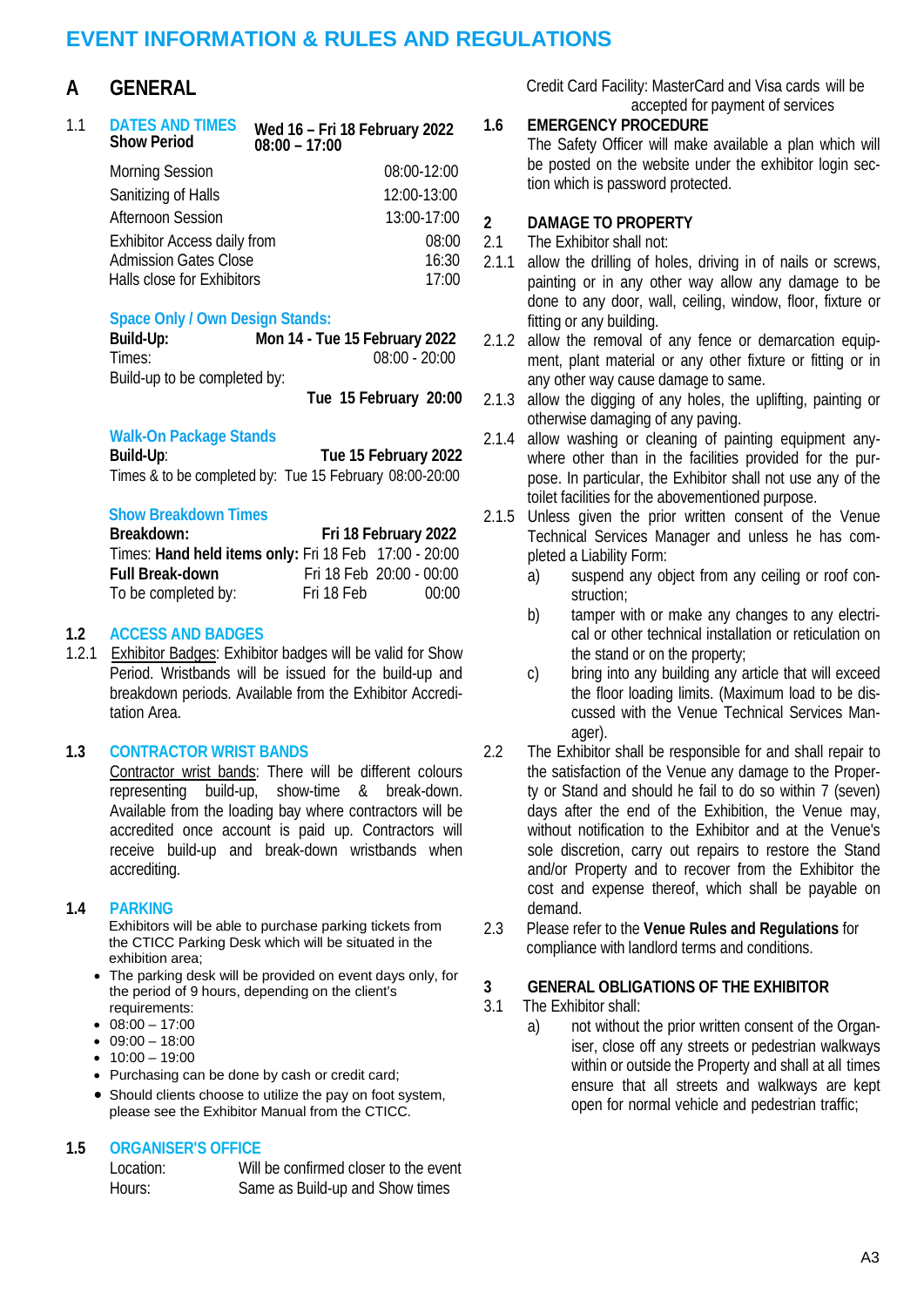# EVENT INFORMATION & RULES AND REGULATIONS

## A GENERAL

### 1.1 DATES AND TIMES

**Show Period** — **Wed 16 – Fri 18 February 2022 08:00 – 17:00**

| | |
|---|---|
| Morning Session | 08:00-12:00 |
| Sanitizing of Halls | 12:00-13:00 |
| Afternoon Session | 13:00-17:00 |
| Exhibitor Access daily from | 08:00 |
| Admission Gates Close | 16:30 |
| Halls close for Exhibitors | 17:00 |

**Space Only / Own Design Stands:**

**Build-Up:** **Mon 14 - Tue 15 February 2022**
Times: 08:00 - 20:00
Build-up to be completed by: **Tue 15 February 20:00**

**Walk-On Package Stands**

**Build-Up**: **Tue 15 February 2022**
Times & to be completed by: Tue 15 February 08:00-20:00

**Show Breakdown Times**

| | | |
|---|---|---|
| **Breakdown:** | **Fri 18 February 2022** | |
| Times: **Hand held items only:** | Fri 18 Feb | 17:00 - 20:00 |
| **Full Break-down** | Fri 18 Feb | 20:00 - 00:00 |
| To be completed by: | Fri 18 Feb | 00:00 |

### 1.2 ACCESS AND BADGES

1.2.1 Exhibitor Badges: Exhibitor badges will be valid for Show Period. Wristbands will be issued for the build-up and breakdown periods. Available from the Exhibitor Accreditation Area.

### 1.3 CONTRACTOR WRIST BANDS

Contractor wrist bands: There will be different colours representing build-up, show-time & break-down. Available from the loading bay where contractors will be accredited once account is paid up. Contractors will receive build-up and break-down wristbands when accrediting.

### 1.4 PARKING

Exhibitors will be able to purchase parking tickets from the CTICC Parking Desk which will be situated in the exhibition area;

- The parking desk will be provided on event days only, for the period of 9 hours, depending on the client's requirements:
- 08:00 – 17:00
- 09:00 – 18:00
- 10:00 – 19:00
- Purchasing can be done by cash or credit card;
- Should clients choose to utilize the pay on foot system, please see the Exhibitor Manual from the CTICC.

### 1.5 ORGANISER'S OFFICE

Location: Will be confirmed closer to the event
Hours: Same as Build-up and Show times

Credit Card Facility: MasterCard and Visa cards will be accepted for payment of services

### 1.6 EMERGENCY PROCEDURE

The Safety Officer will make available a plan which will be posted on the website under the exhibitor login section which is password protected.

## 2 DAMAGE TO PROPERTY

2.1 The Exhibitor shall not:

2.1.1 allow the drilling of holes, driving in of nails or screws, painting or in any other way allow any damage to be done to any door, wall, ceiling, window, floor, fixture or fitting or any building.

2.1.2 allow the removal of any fence or demarcation equipment, plant material or any other fixture or fitting or in any other way cause damage to same.

2.1.3 allow the digging of any holes, the uplifting, painting or otherwise damaging of any paving.

2.1.4 allow washing or cleaning of painting equipment anywhere other than in the facilities provided for the purpose. In particular, the Exhibitor shall not use any of the toilet facilities for the abovementioned purpose.

2.1.5 Unless given the prior written consent of the Venue Technical Services Manager and unless he has completed a Liability Form:

a) suspend any object from any ceiling or roof construction;

b) tamper with or make any changes to any electrical or other technical installation or reticulation on the stand or on the property;

c) bring into any building any article that will exceed the floor loading limits. (Maximum load to be discussed with the Venue Technical Services Manager).

2.2 The Exhibitor shall be responsible for and shall repair to the satisfaction of the Venue any damage to the Property or Stand and should he fail to do so within 7 (seven) days after the end of the Exhibition, the Venue may, without notification to the Exhibitor and at the Venue's sole discretion, carry out repairs to restore the Stand and/or Property and to recover from the Exhibitor the cost and expense thereof, which shall be payable on demand.

2.3 Please refer to the **Venue Rules and Regulations** for compliance with landlord terms and conditions.

## 3 GENERAL OBLIGATIONS OF THE EXHIBITOR

3.1 The Exhibitor shall:

a) not without the prior written consent of the Organiser, close off any streets or pedestrian walkways within or outside the Property and shall at all times ensure that all streets and walkways are kept open for normal vehicle and pedestrian traffic;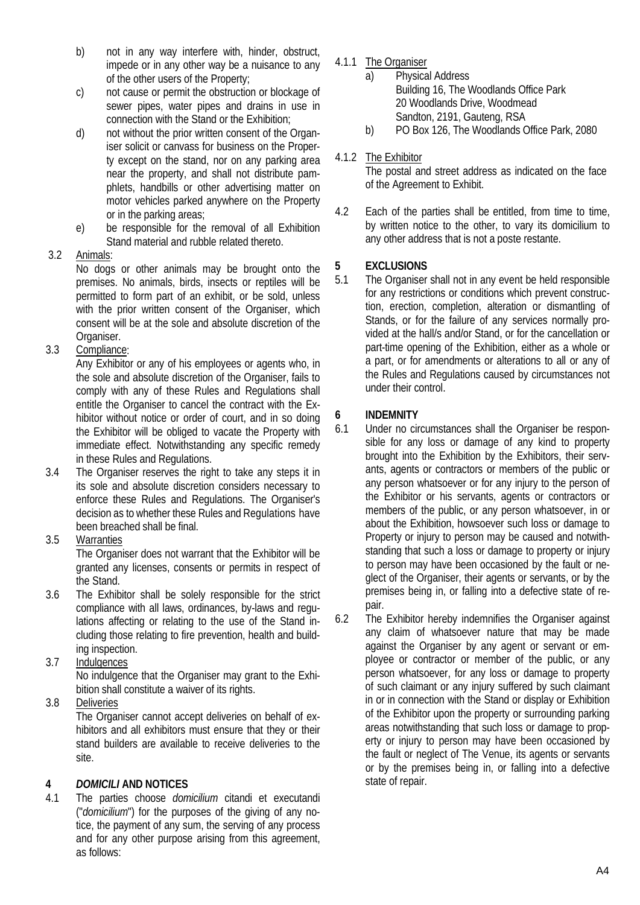b) not in any way interfere with, hinder, obstruct, impede or in any other way be a nuisance to any of the other users of the Property;

c) not cause or permit the obstruction or blockage of sewer pipes, water pipes and drains in use in connection with the Stand or the Exhibition;

d) not without the prior written consent of the Organiser solicit or canvass for business on the Property except on the stand, nor on any parking area near the property, and shall not distribute pamphlets, handbills or other advertising matter on motor vehicles parked anywhere on the Property or in the parking areas;

e) be responsible for the removal of all Exhibition Stand material and rubble related thereto.

3.2 Animals:

No dogs or other animals may be brought onto the premises. No animals, birds, insects or reptiles will be permitted to form part of an exhibit, or be sold, unless with the prior written consent of the Organiser, which consent will be at the sole and absolute discretion of the Organiser.

3.3 Compliance:

Any Exhibitor or any of his employees or agents who, in the sole and absolute discretion of the Organiser, fails to comply with any of these Rules and Regulations shall entitle the Organiser to cancel the contract with the Exhibitor without notice or order of court, and in so doing the Exhibitor will be obliged to vacate the Property with immediate effect. Notwithstanding any specific remedy in these Rules and Regulations.

3.4 The Organiser reserves the right to take any steps it in its sole and absolute discretion considers necessary to enforce these Rules and Regulations. The Organiser's decision as to whether these Rules and Regulations have been breached shall be final.

3.5 Warranties

The Organiser does not warrant that the Exhibitor will be granted any licenses, consents or permits in respect of the Stand.

3.6 The Exhibitor shall be solely responsible for the strict compliance with all laws, ordinances, by-laws and regulations affecting or relating to the use of the Stand including those relating to fire prevention, health and building inspection.

3.7 Indulgences

No indulgence that the Organiser may grant to the Exhibition shall constitute a waiver of its rights.

3.8 Deliveries

The Organiser cannot accept deliveries on behalf of exhibitors and all exhibitors must ensure that they or their stand builders are available to receive deliveries to the site.

## 4 *DOMICILI* AND NOTICES

4.1 The parties choose *domicilium* citandi et executandi ("*domicilium*") for the purposes of the giving of any notice, the payment of any sum, the serving of any process and for any other purpose arising from this agreement, as follows:

4.1.1 The Organiser

a) Physical Address
Building 16, The Woodlands Office Park
20 Woodlands Drive, Woodmead
Sandton, 2191, Gauteng, RSA

b) PO Box 126, The Woodlands Office Park, 2080

4.1.2 The Exhibitor

The postal and street address as indicated on the face of the Agreement to Exhibit.

4.2 Each of the parties shall be entitled, from time to time, by written notice to the other, to vary its domicilium to any other address that is not a poste restante.

## 5 EXCLUSIONS

5.1 The Organiser shall not in any event be held responsible for any restrictions or conditions which prevent construction, erection, completion, alteration or dismantling of Stands, or for the failure of any services normally provided at the hall/s and/or Stand, or for the cancellation or part-time opening of the Exhibition, either as a whole or a part, or for amendments or alterations to all or any of the Rules and Regulations caused by circumstances not under their control.

## 6 INDEMNITY

6.1 Under no circumstances shall the Organiser be responsible for any loss or damage of any kind to property brought into the Exhibition by the Exhibitors, their servants, agents or contractors or members of the public or any person whatsoever or for any injury to the person of the Exhibitor or his servants, agents or contractors or members of the public, or any person whatsoever, in or about the Exhibition, howsoever such loss or damage to Property or injury to person may be caused and notwithstanding that such a loss or damage to property or injury to person may have been occasioned by the fault or neglect of the Organiser, their agents or servants, or by the premises being in, or falling into a defective state of repair.

6.2 The Exhibitor hereby indemnifies the Organiser against any claim of whatsoever nature that may be made against the Organiser by any agent or servant or employee or contractor or member of the public, or any person whatsoever, for any loss or damage to property of such claimant or any injury suffered by such claimant in or in connection with the Stand or display or Exhibition of the Exhibitor upon the property or surrounding parking areas notwithstanding that such loss or damage to property or injury to person may have been occasioned by the fault or neglect of The Venue, its agents or servants or by the premises being in, or falling into a defective state of repair.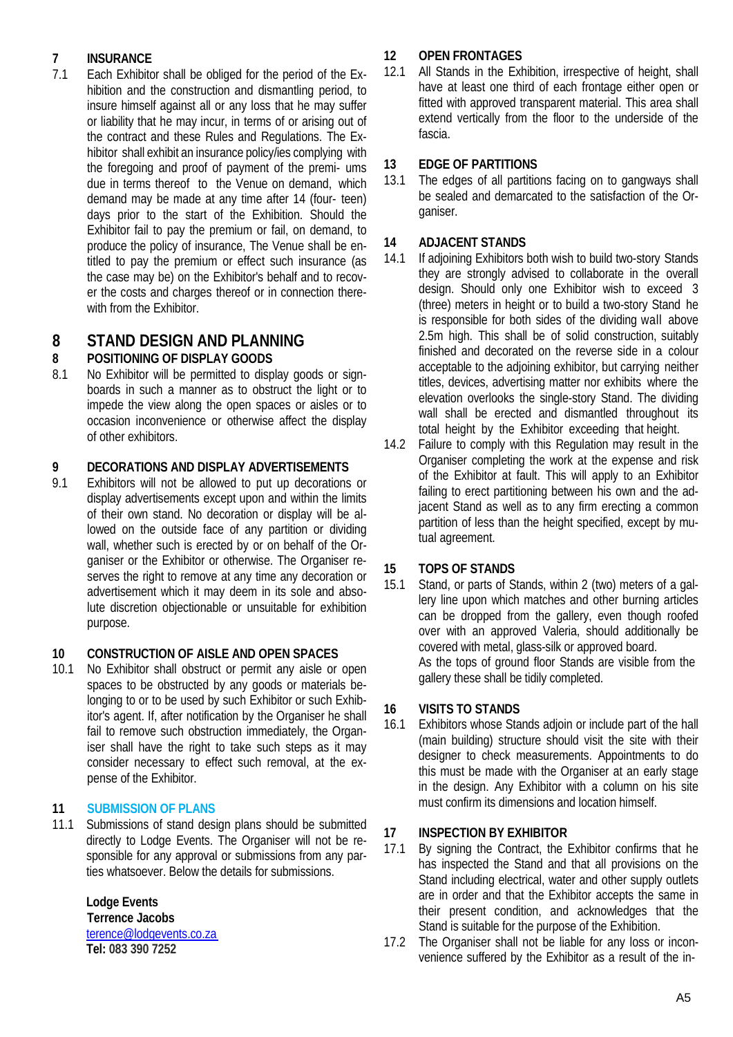### 7 INSURANCE

7.1 Each Exhibitor shall be obliged for the period of the Exhibition and the construction and dismantling period, to insure himself against all or any loss that he may suffer or liability that he may incur, in terms of or arising out of the contract and these Rules and Regulations. The Exhibitor shall exhibit an insurance policy/ies complying with the foregoing and proof of payment of the premiums due in terms thereof to the Venue on demand, which demand may be made at any time after 14 (fourteen) days prior to the start of the Exhibition. Should the Exhibitor fail to pay the premium or fail, on demand, to produce the policy of insurance, The Venue shall be entitled to pay the premium or effect such insurance (as the case may be) on the Exhibitor's behalf and to recover the costs and charges thereof or in connection therewith from the Exhibitor.

## 8 STAND DESIGN AND PLANNING

### 8 POSITIONING OF DISPLAY GOODS

8.1 No Exhibitor will be permitted to display goods or signboards in such a manner as to obstruct the light or to impede the view along the open spaces or aisles or to occasion inconvenience or otherwise affect the display of other exhibitors.

### 9 DECORATIONS AND DISPLAY ADVERTISEMENTS

9.1 Exhibitors will not be allowed to put up decorations or display advertisements except upon and within the limits of their own stand. No decoration or display will be allowed on the outside face of any partition or dividing wall, whether such is erected by or on behalf of the Organiser or the Exhibitor or otherwise. The Organiser reserves the right to remove at any time any decoration or advertisement which it may deem in its sole and absolute discretion objectionable or unsuitable for exhibition purpose.

### 10 CONSTRUCTION OF AISLE AND OPEN SPACES

10.1 No Exhibitor shall obstruct or permit any aisle or open spaces to be obstructed by any goods or materials belonging to or to be used by such Exhibitor or such Exhibitor's agent. If, after notification by the Organiser he shall fail to remove such obstruction immediately, the Organiser shall have the right to take such steps as it may consider necessary to effect such removal, at the expense of the Exhibitor.

### 11 SUBMISSION OF PLANS

11.1 Submissions of stand design plans should be submitted directly to Lodge Events. The Organiser will not be responsible for any approval or submissions from any parties whatsoever. Below the details for submissions.

**Lodge Events**
**Terrence Jacobs**
terence@lodgevents.co.za
**Tel: 083 390 7252**

### 12 OPEN FRONTAGES

12.1 All Stands in the Exhibition, irrespective of height, shall have at least one third of each frontage either open or fitted with approved transparent material. This area shall extend vertically from the floor to the underside of the fascia.

### 13 EDGE OF PARTITIONS

13.1 The edges of all partitions facing on to gangways shall be sealed and demarcated to the satisfaction of the Organiser.

### 14 ADJACENT STANDS

14.1 If adjoining Exhibitors both wish to build two-story Stands they are strongly advised to collaborate in the overall design. Should only one Exhibitor wish to exceed 3 (three) meters in height or to build a two-story Stand he is responsible for both sides of the dividing wall above 2.5m high. This shall be of solid construction, suitably finished and decorated on the reverse side in a colour acceptable to the adjoining exhibitor, but carrying neither titles, devices, advertising matter nor exhibits where the elevation overlooks the single-story Stand. The dividing wall shall be erected and dismantled throughout its total height by the Exhibitor exceeding that height.

14.2 Failure to comply with this Regulation may result in the Organiser completing the work at the expense and risk of the Exhibitor at fault. This will apply to an Exhibitor failing to erect partitioning between his own and the adjacent Stand as well as to any firm erecting a common partition of less than the height specified, except by mutual agreement.

### 15 TOPS OF STANDS

15.1 Stand, or parts of Stands, within 2 (two) meters of a gallery line upon which matches and other burning articles can be dropped from the gallery, even though roofed over with an approved Valeria, should additionally be covered with metal, glass-silk or approved board.
As the tops of ground floor Stands are visible from the gallery these shall be tidily completed.

### 16 VISITS TO STANDS

16.1 Exhibitors whose Stands adjoin or include part of the hall (main building) structure should visit the site with their designer to check measurements. Appointments to do this must be made with the Organiser at an early stage in the design. Any Exhibitor with a column on his site must confirm its dimensions and location himself.

### 17 INSPECTION BY EXHIBITOR

17.1 By signing the Contract, the Exhibitor confirms that he has inspected the Stand and that all provisions on the Stand including electrical, water and other supply outlets are in order and that the Exhibitor accepts the same in their present condition, and acknowledges that the Stand is suitable for the purpose of the Exhibition.

17.2 The Organiser shall not be liable for any loss or inconvenience suffered by the Exhibitor as a result of the in-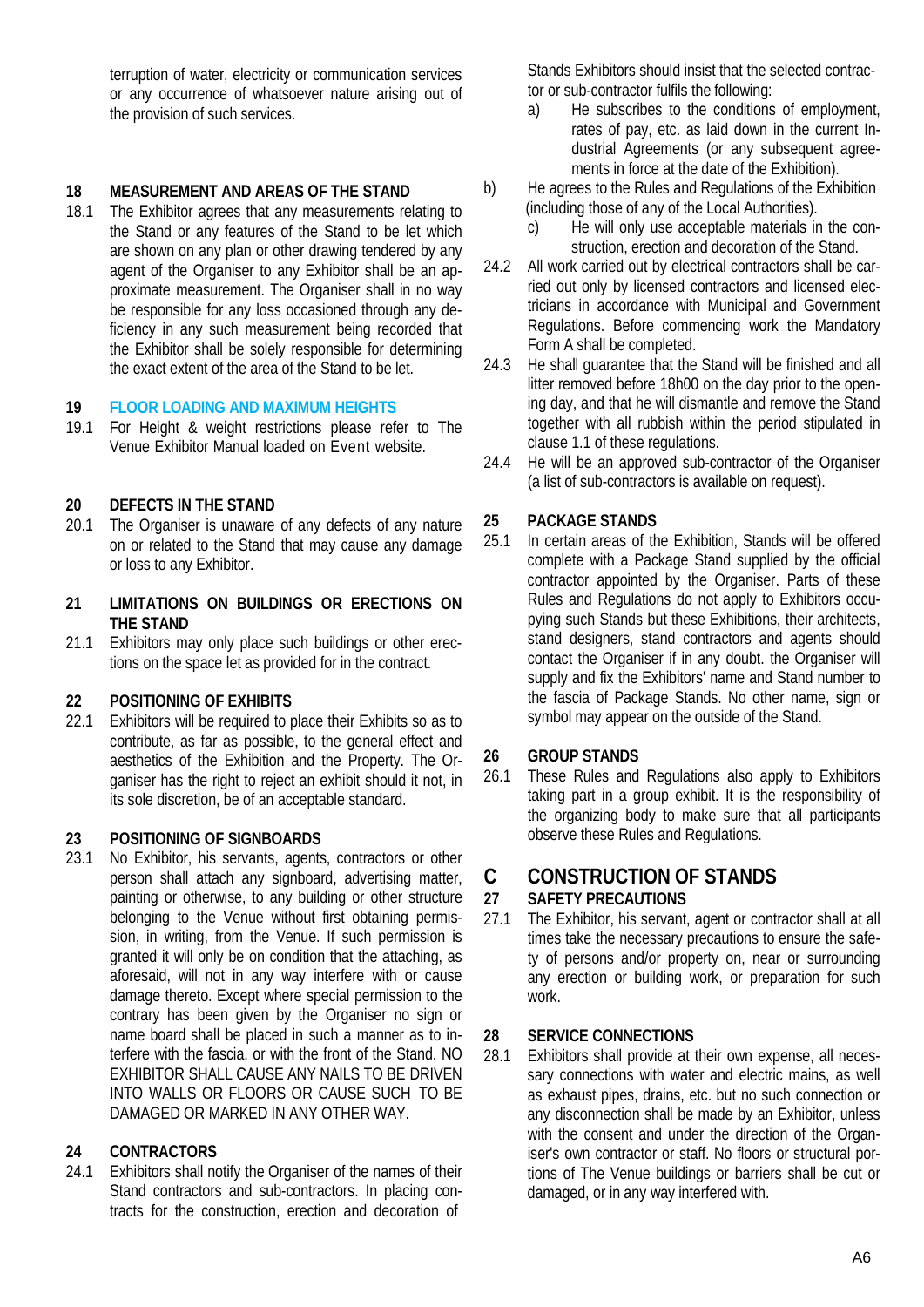terruption of water, electricity or communication services or any occurrence of whatsoever nature arising out of the provision of such services.

**18 MEASUREMENT AND AREAS OF THE STAND**

18.1 The Exhibitor agrees that any measurements relating to the Stand or any features of the Stand to be let which are shown on any plan or other drawing tendered by any agent of the Organiser to any Exhibitor shall be an approximate measurement. The Organiser shall in no way be responsible for any loss occasioned through any deficiency in any such measurement being recorded that the Exhibitor shall be solely responsible for determining the exact extent of the area of the Stand to be let.

**19 FLOOR LOADING AND MAXIMUM HEIGHTS**

19.1 For Height & weight restrictions please refer to The Venue Exhibitor Manual loaded on Event website.

**20 DEFECTS IN THE STAND**

20.1 The Organiser is unaware of any defects of any nature on or related to the Stand that may cause any damage or loss to any Exhibitor.

**21 LIMITATIONS ON BUILDINGS OR ERECTIONS ON THE STAND**

21.1 Exhibitors may only place such buildings or other erections on the space let as provided for in the contract.

**22 POSITIONING OF EXHIBITS**

22.1 Exhibitors will be required to place their Exhibits so as to contribute, as far as possible, to the general effect and aesthetics of the Exhibition and the Property. The Organiser has the right to reject an exhibit should it not, in its sole discretion, be of an acceptable standard.

**23 POSITIONING OF SIGNBOARDS**

23.1 No Exhibitor, his servants, agents, contractors or other person shall attach any signboard, advertising matter, painting or otherwise, to any building or other structure belonging to the Venue without first obtaining permission, in writing, from the Venue. If such permission is granted it will only be on condition that the attaching, as aforesaid, will not in any way interfere with or cause damage thereto. Except where special permission to the contrary has been given by the Organiser no sign or name board shall be placed in such a manner as to interfere with the fascia, or with the front of the Stand. NO EXHIBITOR SHALL CAUSE ANY NAILS TO BE DRIVEN INTO WALLS OR FLOORS OR CAUSE SUCH TO BE DAMAGED OR MARKED IN ANY OTHER WAY.

**24 CONTRACTORS**

24.1 Exhibitors shall notify the Organiser of the names of their Stand contractors and sub-contractors. In placing contracts for the construction, erection and decoration of Stands Exhibitors should insist that the selected contractor or sub-contractor fulfils the following:

a) He subscribes to the conditions of employment, rates of pay, etc. as laid down in the current Industrial Agreements (or any subsequent agreements in force at the date of the Exhibition).

b) He agrees to the Rules and Regulations of the Exhibition (including those of any of the Local Authorities).

c) He will only use acceptable materials in the construction, erection and decoration of the Stand.

24.2 All work carried out by electrical contractors shall be carried out only by licensed contractors and licensed electricians in accordance with Municipal and Government Regulations. Before commencing work the Mandatory Form A shall be completed.

24.3 He shall guarantee that the Stand will be finished and all litter removed before 18h00 on the day prior to the opening day, and that he will dismantle and remove the Stand together with all rubbish within the period stipulated in clause 1.1 of these regulations.

24.4 He will be an approved sub-contractor of the Organiser (a list of sub-contractors is available on request).

**25 PACKAGE STANDS**

25.1 In certain areas of the Exhibition, Stands will be offered complete with a Package Stand supplied by the official contractor appointed by the Organiser. Parts of these Rules and Regulations do not apply to Exhibitors occupying such Stands but these Exhibitions, their architects, stand designers, stand contractors and agents should contact the Organiser if in any doubt. the Organiser will supply and fix the Exhibitors' name and Stand number to the fascia of Package Stands. No other name, sign or symbol may appear on the outside of the Stand.

**26 GROUP STANDS**

26.1 These Rules and Regulations also apply to Exhibitors taking part in a group exhibit. It is the responsibility of the organizing body to make sure that all participants observe these Rules and Regulations.

## C CONSTRUCTION OF STANDS

**27 SAFETY PRECAUTIONS**

27.1 The Exhibitor, his servant, agent or contractor shall at all times take the necessary precautions to ensure the safety of persons and/or property on, near or surrounding any erection or building work, or preparation for such work.

**28 SERVICE CONNECTIONS**

28.1 Exhibitors shall provide at their own expense, all necessary connections with water and electric mains, as well as exhaust pipes, drains, etc. but no such connection or any disconnection shall be made by an Exhibitor, unless with the consent and under the direction of the Organiser's own contractor or staff. No floors or structural portions of The Venue buildings or barriers shall be cut or damaged, or in any way interfered with.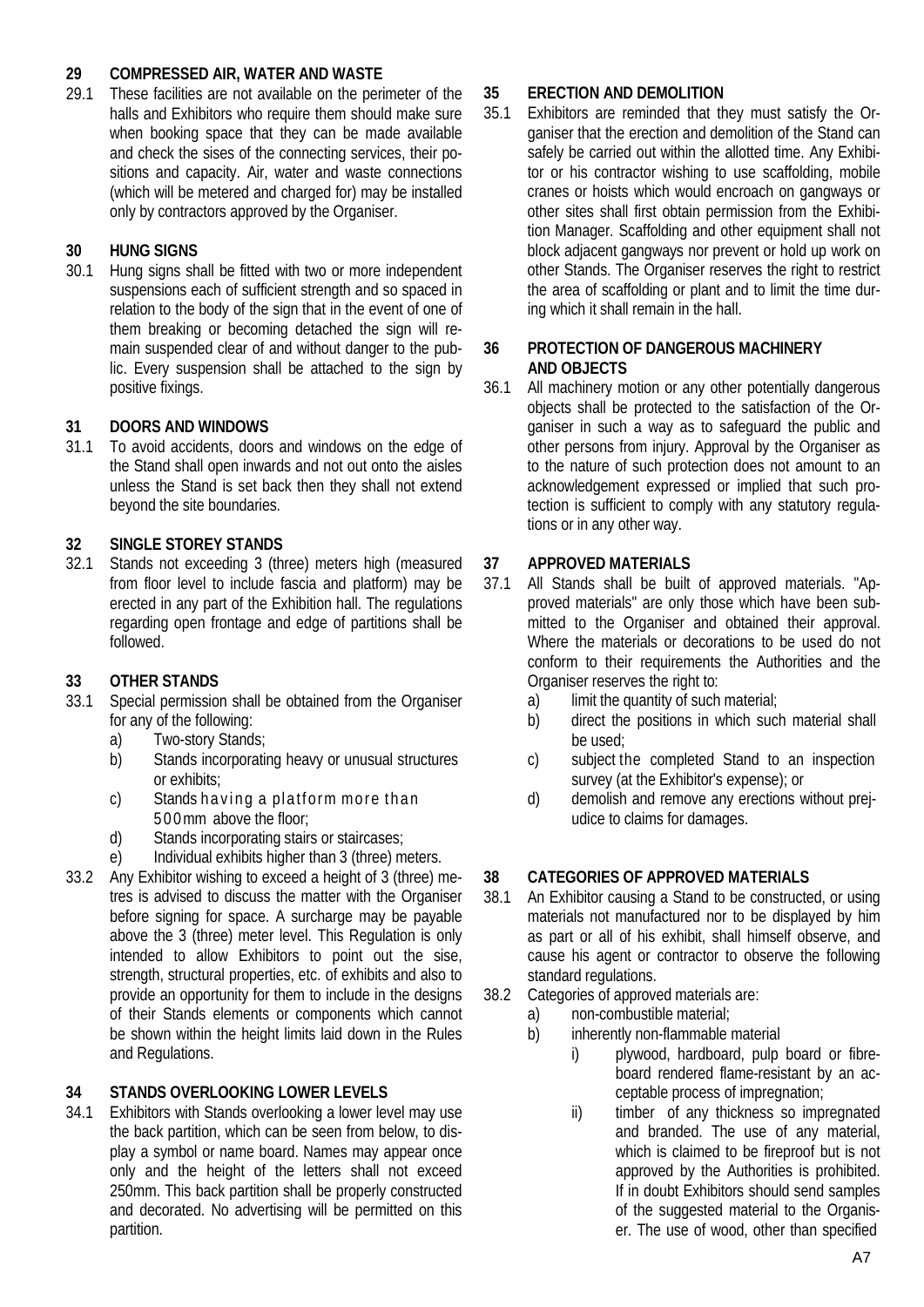## 29 COMPRESSED AIR, WATER AND WASTE

29.1 These facilities are not available on the perimeter of the halls and Exhibitors who require them should make sure when booking space that they can be made available and check the sises of the connecting services, their positions and capacity. Air, water and waste connections (which will be metered and charged for) may be installed only by contractors approved by the Organiser.

## 30 HUNG SIGNS

30.1 Hung signs shall be fitted with two or more independent suspensions each of sufficient strength and so spaced in relation to the body of the sign that in the event of one of them breaking or becoming detached the sign will remain suspended clear of and without danger to the public. Every suspension shall be attached to the sign by positive fixings.

## 31 DOORS AND WINDOWS

31.1 To avoid accidents, doors and windows on the edge of the Stand shall open inwards and not out onto the aisles unless the Stand is set back then they shall not extend beyond the site boundaries.

## 32 SINGLE STOREY STANDS

32.1 Stands not exceeding 3 (three) meters high (measured from floor level to include fascia and platform) may be erected in any part of the Exhibition hall. The regulations regarding open frontage and edge of partitions shall be followed.

## 33 OTHER STANDS

33.1 Special permission shall be obtained from the Organiser for any of the following:

a) Two-story Stands;
b) Stands incorporating heavy or unusual structures or exhibits;
c) Stands having a platform more than 500mm above the floor;
d) Stands incorporating stairs or staircases;
e) Individual exhibits higher than 3 (three) meters.

33.2 Any Exhibitor wishing to exceed a height of 3 (three) metres is advised to discuss the matter with the Organiser before signing for space. A surcharge may be payable above the 3 (three) meter level. This Regulation is only intended to allow Exhibitors to point out the sise, strength, structural properties, etc. of exhibits and also to provide an opportunity for them to include in the designs of their Stands elements or components which cannot be shown within the height limits laid down in the Rules and Regulations.

## 34 STANDS OVERLOOKING LOWER LEVELS

34.1 Exhibitors with Stands overlooking a lower level may use the back partition, which can be seen from below, to display a symbol or name board. Names may appear once only and the height of the letters shall not exceed 250mm. This back partition shall be properly constructed and decorated. No advertising will be permitted on this partition.

## 35 ERECTION AND DEMOLITION

35.1 Exhibitors are reminded that they must satisfy the Organiser that the erection and demolition of the Stand can safely be carried out within the allotted time. Any Exhibitor or his contractor wishing to use scaffolding, mobile cranes or hoists which would encroach on gangways or other sites shall first obtain permission from the Exhibition Manager. Scaffolding and other equipment shall not block adjacent gangways nor prevent or hold up work on other Stands. The Organiser reserves the right to restrict the area of scaffolding or plant and to limit the time during which it shall remain in the hall.

## 36 PROTECTION OF DANGEROUS MACHINERY AND OBJECTS

36.1 All machinery motion or any other potentially dangerous objects shall be protected to the satisfaction of the Organiser in such a way as to safeguard the public and other persons from injury. Approval by the Organiser as to the nature of such protection does not amount to an acknowledgement expressed or implied that such protection is sufficient to comply with any statutory regulations or in any other way.

## 37 APPROVED MATERIALS

37.1 All Stands shall be built of approved materials. "Approved materials" are only those which have been submitted to the Organiser and obtained their approval. Where the materials or decorations to be used do not conform to their requirements the Authorities and the Organiser reserves the right to:

a) limit the quantity of such material;
b) direct the positions in which such material shall be used;
c) subject the completed Stand to an inspection survey (at the Exhibitor's expense); or
d) demolish and remove any erections without prejudice to claims for damages.

## 38 CATEGORIES OF APPROVED MATERIALS

38.1 An Exhibitor causing a Stand to be constructed, or using materials not manufactured nor to be displayed by him as part or all of his exhibit, shall himself observe, and cause his agent or contractor to observe the following standard regulations.

38.2 Categories of approved materials are:

a) non-combustible material;
b) inherently non-flammable material
   i) plywood, hardboard, pulp board or fibreboard rendered flame-resistant by an acceptable process of impregnation;
   ii) timber of any thickness so impregnated and branded. The use of any material, which is claimed to be fireproof but is not approved by the Authorities is prohibited. If in doubt Exhibitors should send samples of the suggested material to the Organiser. The use of wood, other than specified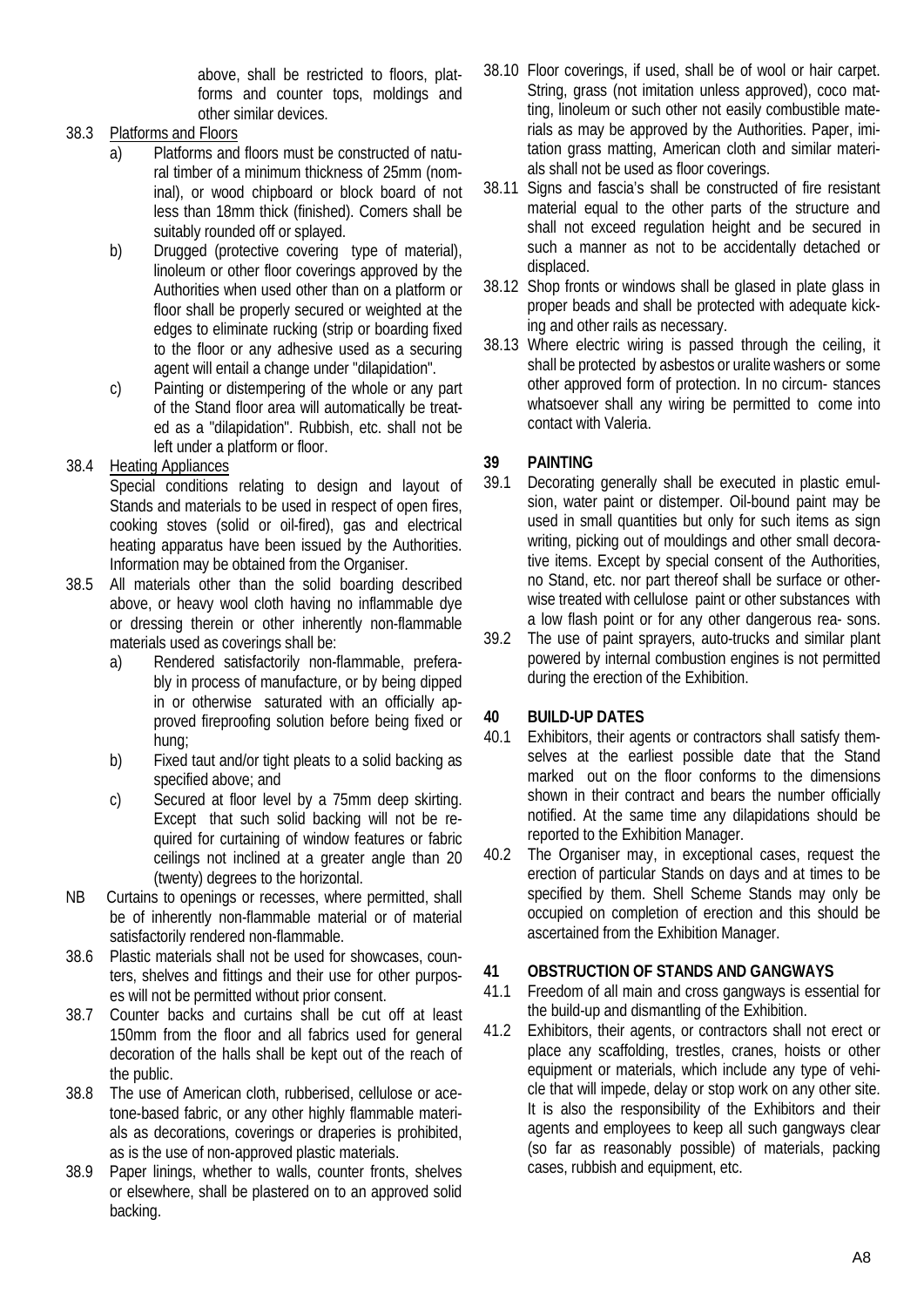above, shall be restricted to floors, platforms and counter tops, moldings and other similar devices.

38.3 Platforms and Floors

a) Platforms and floors must be constructed of natural timber of a minimum thickness of 25mm (nominal), or wood chipboard or block board of not less than 18mm thick (finished). Comers shall be suitably rounded off or splayed.

b) Drugged (protective covering type of material), linoleum or other floor coverings approved by the Authorities when used other than on a platform or floor shall be properly secured or weighted at the edges to eliminate rucking (strip or boarding fixed to the floor or any adhesive used as a securing agent will entail a change under "dilapidation".

c) Painting or distempering of the whole or any part of the Stand floor area will automatically be treated as a "dilapidation". Rubbish, etc. shall not be left under a platform or floor.

38.4 Heating Appliances

Special conditions relating to design and layout of Stands and materials to be used in respect of open fires, cooking stoves (solid or oil-fired), gas and electrical heating apparatus have been issued by the Authorities. Information may be obtained from the Organiser.

38.5 All materials other than the solid boarding described above, or heavy wool cloth having no inflammable dye or dressing therein or other inherently non-flammable materials used as coverings shall be:

a) Rendered satisfactorily non-flammable, preferably in process of manufacture, or by being dipped in or otherwise saturated with an officially approved fireproofing solution before being fixed or hung;

b) Fixed taut and/or tight pleats to a solid backing as specified above; and

c) Secured at floor level by a 75mm deep skirting. Except that such solid backing will not be required for curtaining of window features or fabric ceilings not inclined at a greater angle than 20 (twenty) degrees to the horizontal.

NB Curtains to openings or recesses, where permitted, shall be of inherently non-flammable material or of material satisfactorily rendered non-flammable.

38.6 Plastic materials shall not be used for showcases, counters, shelves and fittings and their use for other purposes will not be permitted without prior consent.

38.7 Counter backs and curtains shall be cut off at least 150mm from the floor and all fabrics used for general decoration of the halls shall be kept out of the reach of the public.

38.8 The use of American cloth, rubberised, cellulose or acetone-based fabric, or any other highly flammable materials as decorations, coverings or draperies is prohibited, as is the use of non-approved plastic materials.

38.9 Paper linings, whether to walls, counter fronts, shelves or elsewhere, shall be plastered on to an approved solid backing.

38.10 Floor coverings, if used, shall be of wool or hair carpet. String, grass (not imitation unless approved), coco matting, linoleum or such other not easily combustible materials as may be approved by the Authorities. Paper, imitation grass matting, American cloth and similar materials shall not be used as floor coverings.

38.11 Signs and fascia's shall be constructed of fire resistant material equal to the other parts of the structure and shall not exceed regulation height and be secured in such a manner as not to be accidentally detached or displaced.

38.12 Shop fronts or windows shall be glased in plate glass in proper beads and shall be protected with adequate kicking and other rails as necessary.

38.13 Where electric wiring is passed through the ceiling, it shall be protected by asbestos or uralite washers or some other approved form of protection. In no circum- stances whatsoever shall any wiring be permitted to come into contact with Valeria.

## 39 PAINTING

39.1 Decorating generally shall be executed in plastic emulsion, water paint or distemper. Oil-bound paint may be used in small quantities but only for such items as sign writing, picking out of mouldings and other small decorative items. Except by special consent of the Authorities, no Stand, etc. nor part thereof shall be surface or otherwise treated with cellulose paint or other substances with a low flash point or for any other dangerous rea- sons.

39.2 The use of paint sprayers, auto-trucks and similar plant powered by internal combustion engines is not permitted during the erection of the Exhibition.

## 40 BUILD-UP DATES

40.1 Exhibitors, their agents or contractors shall satisfy themselves at the earliest possible date that the Stand marked out on the floor conforms to the dimensions shown in their contract and bears the number officially notified. At the same time any dilapidations should be reported to the Exhibition Manager.

40.2 The Organiser may, in exceptional cases, request the erection of particular Stands on days and at times to be specified by them. Shell Scheme Stands may only be occupied on completion of erection and this should be ascertained from the Exhibition Manager.

## 41 OBSTRUCTION OF STANDS AND GANGWAYS

41.1 Freedom of all main and cross gangways is essential for the build-up and dismantling of the Exhibition.

41.2 Exhibitors, their agents, or contractors shall not erect or place any scaffolding, trestles, cranes, hoists or other equipment or materials, which include any type of vehicle that will impede, delay or stop work on any other site. It is also the responsibility of the Exhibitors and their agents and employees to keep all such gangways clear (so far as reasonably possible) of materials, packing cases, rubbish and equipment, etc.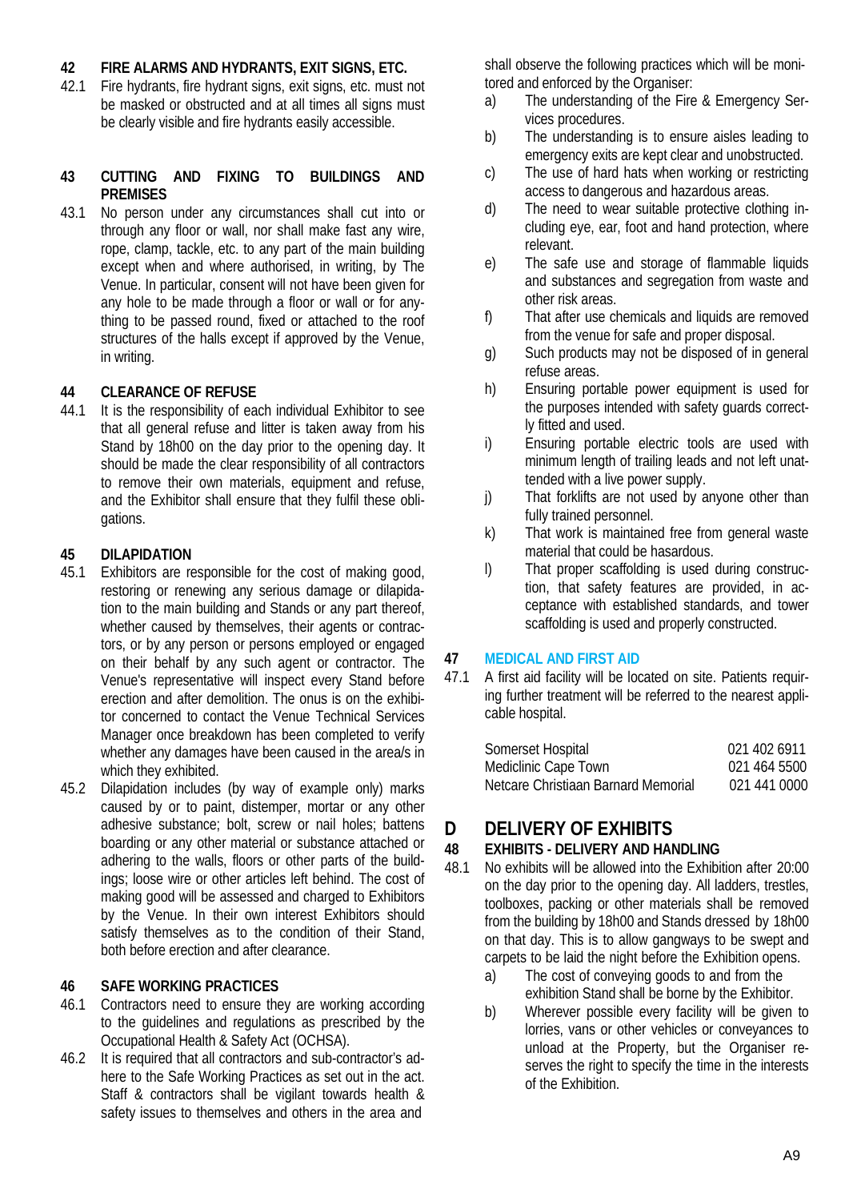## 42 FIRE ALARMS AND HYDRANTS, EXIT SIGNS, ETC.

42.1 Fire hydrants, fire hydrant signs, exit signs, etc. must not be masked or obstructed and at all times all signs must be clearly visible and fire hydrants easily accessible.

## 43 CUTTING AND FIXING TO BUILDINGS AND PREMISES

43.1 No person under any circumstances shall cut into or through any floor or wall, nor shall make fast any wire, rope, clamp, tackle, etc. to any part of the main building except when and where authorised, in writing, by The Venue. In particular, consent will not have been given for any hole to be made through a floor or wall or for anything to be passed round, fixed or attached to the roof structures of the halls except if approved by the Venue, in writing.

## 44 CLEARANCE OF REFUSE

44.1 It is the responsibility of each individual Exhibitor to see that all general refuse and litter is taken away from his Stand by 18h00 on the day prior to the opening day. It should be made the clear responsibility of all contractors to remove their own materials, equipment and refuse, and the Exhibitor shall ensure that they fulfil these obligations.

## 45 DILAPIDATION

45.1 Exhibitors are responsible for the cost of making good, restoring or renewing any serious damage or dilapidation to the main building and Stands or any part thereof, whether caused by themselves, their agents or contractors, or by any person or persons employed or engaged on their behalf by any such agent or contractor. The Venue's representative will inspect every Stand before erection and after demolition. The onus is on the exhibitor concerned to contact the Venue Technical Services Manager once breakdown has been completed to verify whether any damages have been caused in the area/s in which they exhibited.

45.2 Dilapidation includes (by way of example only) marks caused by or to paint, distemper, mortar or any other adhesive substance; bolt, screw or nail holes; battens boarding or any other material or substance attached or adhering to the walls, floors or other parts of the buildings; loose wire or other articles left behind. The cost of making good will be assessed and charged to Exhibitors by the Venue. In their own interest Exhibitors should satisfy themselves as to the condition of their Stand, both before erection and after clearance.

## 46 SAFE WORKING PRACTICES

46.1 Contractors need to ensure they are working according to the guidelines and regulations as prescribed by the Occupational Health & Safety Act (OCHSA).

46.2 It is required that all contractors and sub-contractor's adhere to the Safe Working Practices as set out in the act. Staff & contractors shall be vigilant towards health & safety issues to themselves and others in the area and shall observe the following practices which will be monitored and enforced by the Organiser:

a) The understanding of the Fire & Emergency Services procedures.
b) The understanding is to ensure aisles leading to emergency exits are kept clear and unobstructed.
c) The use of hard hats when working or restricting access to dangerous and hazardous areas.
d) The need to wear suitable protective clothing including eye, ear, foot and hand protection, where relevant.
e) The safe use and storage of flammable liquids and substances and segregation from waste and other risk areas.
f) That after use chemicals and liquids are removed from the venue for safe and proper disposal.
g) Such products may not be disposed of in general refuse areas.
h) Ensuring portable power equipment is used for the purposes intended with safety guards correctly fitted and used.
i) Ensuring portable electric tools are used with minimum length of trailing leads and not left unattended with a live power supply.
j) That forklifts are not used by anyone other than fully trained personnel.
k) That work is maintained free from general waste material that could be hasardous.
l) That proper scaffolding is used during construction, that safety features are provided, in acceptance with established standards, and tower scaffolding is used and properly constructed.

## 47 MEDICAL AND FIRST AID

47.1 A first aid facility will be located on site. Patients requiring further treatment will be referred to the nearest applicable hospital.

| | |
|---|---|
| Somerset Hospital | 021 402 6911 |
| Mediclinic Cape Town | 021 464 5500 |
| Netcare Christiaan Barnard Memorial | 021 441 0000 |

# D DELIVERY OF EXHIBITS

## 48 EXHIBITS - DELIVERY AND HANDLING

48.1 No exhibits will be allowed into the Exhibition after 20:00 on the day prior to the opening day. All ladders, trestles, toolboxes, packing or other materials shall be removed from the building by 18h00 and Stands dressed by 18h00 on that day. This is to allow gangways to be swept and carpets to be laid the night before the Exhibition opens.

a) The cost of conveying goods to and from the exhibition Stand shall be borne by the Exhibitor.
b) Wherever possible every facility will be given to lorries, vans or other vehicles or conveyances to unload at the Property, but the Organiser reserves the right to specify the time in the interests of the Exhibition.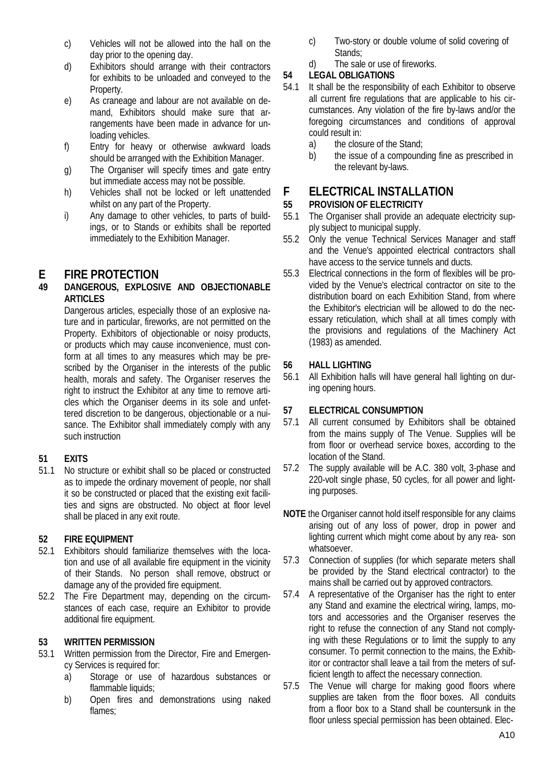c) Vehicles will not be allowed into the hall on the day prior to the opening day.

d) Exhibitors should arrange with their contractors for exhibits to be unloaded and conveyed to the Property.

e) As craneage and labour are not available on demand, Exhibitors should make sure that arrangements have been made in advance for unloading vehicles.

f) Entry for heavy or otherwise awkward loads should be arranged with the Exhibition Manager.

g) The Organiser will specify times and gate entry but immediate access may not be possible.

h) Vehicles shall not be locked or left unattended whilst on any part of the Property.

i) Any damage to other vehicles, to parts of buildings, or to Stands or exhibits shall be reported immediately to the Exhibition Manager.

# E FIRE PROTECTION

### 49 DANGEROUS, EXPLOSIVE AND OBJECTIONABLE ARTICLES

Dangerous articles, especially those of an explosive nature and in particular, fireworks, are not permitted on the Property. Exhibitors of objectionable or noisy products, or products which may cause inconvenience, must conform at all times to any measures which may be prescribed by the Organiser in the interests of the public health, morals and safety. The Organiser reserves the right to instruct the Exhibitor at any time to remove articles which the Organiser deems in its sole and unfettered discretion to be dangerous, objectionable or a nuisance. The Exhibitor shall immediately comply with any such instruction

### 51 EXITS

51.1 No structure or exhibit shall so be placed or constructed as to impede the ordinary movement of people, nor shall it so be constructed or placed that the existing exit facilities and signs are obstructed. No object at floor level shall be placed in any exit route.

### 52 FIRE EQUIPMENT

52.1 Exhibitors should familiarize themselves with the location and use of all available fire equipment in the vicinity of their Stands. No person shall remove, obstruct or damage any of the provided fire equipment.

52.2 The Fire Department may, depending on the circumstances of each case, require an Exhibitor to provide additional fire equipment.

### 53 WRITTEN PERMISSION

53.1 Written permission from the Director, Fire and Emergency Services is required for:

a) Storage or use of hazardous substances or flammable liquids;

b) Open fires and demonstrations using naked flames;

c) Two-story or double volume of solid covering of Stands;

d) The sale or use of fireworks.

### 54 LEGAL OBLIGATIONS

54.1 It shall be the responsibility of each Exhibitor to observe all current fire regulations that are applicable to his circumstances. Any violation of the fire by-laws and/or the foregoing circumstances and conditions of approval could result in:

a) the closure of the Stand;

b) the issue of a compounding fine as prescribed in the relevant by-laws.

# F ELECTRICAL INSTALLATION

### 55 PROVISION OF ELECTRICITY

55.1 The Organiser shall provide an adequate electricity supply subject to municipal supply.

55.2 Only the venue Technical Services Manager and staff and the Venue's appointed electrical contractors shall have access to the service tunnels and ducts.

55.3 Electrical connections in the form of flexibles will be provided by the Venue's electrical contractor on site to the distribution board on each Exhibition Stand, from where the Exhibitor's electrician will be allowed to do the necessary reticulation, which shall at all times comply with the provisions and regulations of the Machinery Act (1983) as amended.

### 56 HALL LIGHTING

56.1 All Exhibition halls will have general hall lighting on during opening hours.

### 57 ELECTRICAL CONSUMPTION

57.1 All current consumed by Exhibitors shall be obtained from the mains supply of The Venue. Supplies will be from floor or overhead service boxes, according to the location of the Stand.

57.2 The supply available will be A.C. 380 volt, 3-phase and 220-volt single phase, 50 cycles, for all power and lighting purposes.

**NOTE** the Organiser cannot hold itself responsible for any claims arising out of any loss of power, drop in power and lighting current which might come about by any reason whatsoever.

57.3 Connection of supplies (for which separate meters shall be provided by the Stand electrical contractor) to the mains shall be carried out by approved contractors.

57.4 A representative of the Organiser has the right to enter any Stand and examine the electrical wiring, lamps, motors and accessories and the Organiser reserves the right to refuse the connection of any Stand not complying with these Regulations or to limit the supply to any consumer. To permit connection to the mains, the Exhibitor or contractor shall leave a tail from the meters of sufficient length to affect the necessary connection.

57.5 The Venue will charge for making good floors where supplies are taken from the floor boxes. All conduits from a floor box to a Stand shall be countersunk in the floor unless special permission has been obtained. Elec-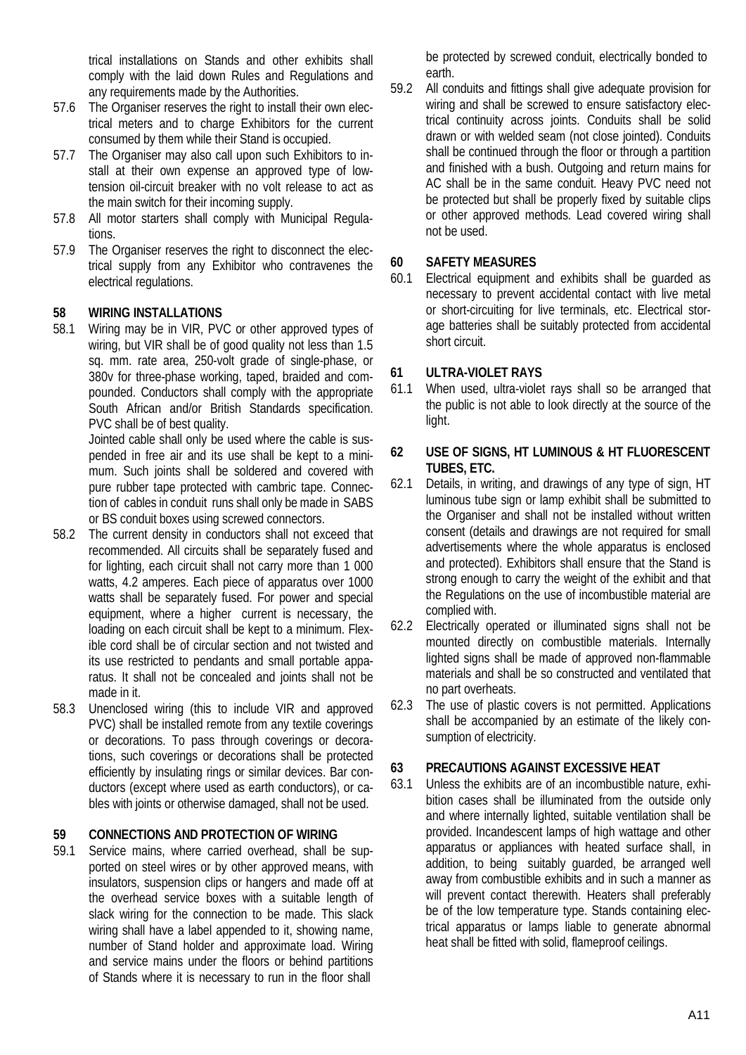trical installations on Stands and other exhibits shall comply with the laid down Rules and Regulations and any requirements made by the Authorities.

57.6 The Organiser reserves the right to install their own electrical meters and to charge Exhibitors for the current consumed by them while their Stand is occupied.

57.7 The Organiser may also call upon such Exhibitors to install at their own expense an approved type of low-tension oil-circuit breaker with no volt release to act as the main switch for their incoming supply.

57.8 All motor starters shall comply with Municipal Regulations.

57.9 The Organiser reserves the right to disconnect the electrical supply from any Exhibitor who contravenes the electrical regulations.

## 58 WIRING INSTALLATIONS

58.1 Wiring may be in VIR, PVC or other approved types of wiring, but VIR shall be of good quality not less than 1.5 sq. mm. rate area, 250-volt grade of single-phase, or 380v for three-phase working, taped, braided and compounded. Conductors shall comply with the appropriate South African and/or British Standards specification. PVC shall be of best quality.

Jointed cable shall only be used where the cable is suspended in free air and its use shall be kept to a minimum. Such joints shall be soldered and covered with pure rubber tape protected with cambric tape. Connection of cables in conduit runs shall only be made in SABS or BS conduit boxes using screwed connectors.

58.2 The current density in conductors shall not exceed that recommended. All circuits shall be separately fused and for lighting, each circuit shall not carry more than 1 000 watts, 4.2 amperes. Each piece of apparatus over 1000 watts shall be separately fused. For power and special equipment, where a higher current is necessary, the loading on each circuit shall be kept to a minimum. Flexible cord shall be of circular section and not twisted and its use restricted to pendants and small portable apparatus. It shall not be concealed and joints shall not be made in it.

58.3 Unenclosed wiring (this to include VIR and approved PVC) shall be installed remote from any textile coverings or decorations. To pass through coverings or decorations, such coverings or decorations shall be protected efficiently by insulating rings or similar devices. Bar conductors (except where used as earth conductors), or cables with joints or otherwise damaged, shall not be used.

## 59 CONNECTIONS AND PROTECTION OF WIRING

59.1 Service mains, where carried overhead, shall be supported on steel wires or by other approved means, with insulators, suspension clips or hangers and made off at the overhead service boxes with a suitable length of slack wiring for the connection to be made. This slack wiring shall have a label appended to it, showing name, number of Stand holder and approximate load. Wiring and service mains under the floors or behind partitions of Stands where it is necessary to run in the floor shall be protected by screwed conduit, electrically bonded to earth.

59.2 All conduits and fittings shall give adequate provision for wiring and shall be screwed to ensure satisfactory electrical continuity across joints. Conduits shall be solid drawn or with welded seam (not close jointed). Conduits shall be continued through the floor or through a partition and finished with a bush. Outgoing and return mains for AC shall be in the same conduit. Heavy PVC need not be protected but shall be properly fixed by suitable clips or other approved methods. Lead covered wiring shall not be used.

## 60 SAFETY MEASURES

60.1 Electrical equipment and exhibits shall be guarded as necessary to prevent accidental contact with live metal or short-circuiting for live terminals, etc. Electrical storage batteries shall be suitably protected from accidental short circuit.

## 61 ULTRA-VIOLET RAYS

61.1 When used, ultra-violet rays shall so be arranged that the public is not able to look directly at the source of the light.

## 62 USE OF SIGNS, HT LUMINOUS & HT FLUORESCENT TUBES, ETC.

62.1 Details, in writing, and drawings of any type of sign, HT luminous tube sign or lamp exhibit shall be submitted to the Organiser and shall not be installed without written consent (details and drawings are not required for small advertisements where the whole apparatus is enclosed and protected). Exhibitors shall ensure that the Stand is strong enough to carry the weight of the exhibit and that the Regulations on the use of incombustible material are complied with.

62.2 Electrically operated or illuminated signs shall not be mounted directly on combustible materials. Internally lighted signs shall be made of approved non-flammable materials and shall be so constructed and ventilated that no part overheats.

62.3 The use of plastic covers is not permitted. Applications shall be accompanied by an estimate of the likely consumption of electricity.

## 63 PRECAUTIONS AGAINST EXCESSIVE HEAT

63.1 Unless the exhibits are of an incombustible nature, exhibition cases shall be illuminated from the outside only and where internally lighted, suitable ventilation shall be provided. Incandescent lamps of high wattage and other apparatus or appliances with heated surface shall, in addition, to being suitably guarded, be arranged well away from combustible exhibits and in such a manner as will prevent contact therewith. Heaters shall preferably be of the low temperature type. Stands containing electrical apparatus or lamps liable to generate abnormal heat shall be fitted with solid, flameproof ceilings.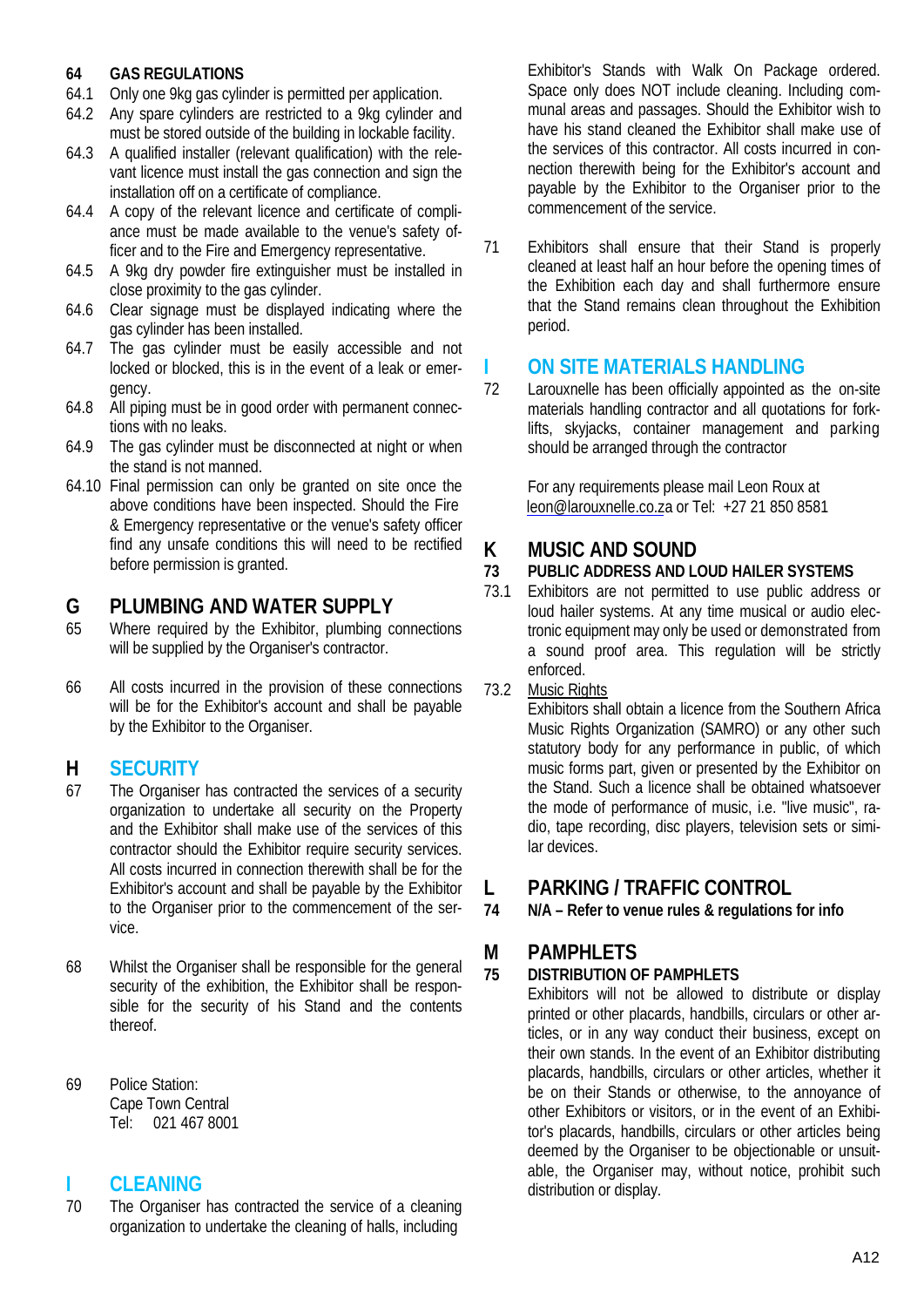### 64 GAS REGULATIONS

64.1 Only one 9kg gas cylinder is permitted per application.

64.2 Any spare cylinders are restricted to a 9kg cylinder and must be stored outside of the building in lockable facility.

64.3 A qualified installer (relevant qualification) with the relevant licence must install the gas connection and sign the installation off on a certificate of compliance.

64.4 A copy of the relevant licence and certificate of compliance must be made available to the venue's safety officer and to the Fire and Emergency representative.

64.5 A 9kg dry powder fire extinguisher must be installed in close proximity to the gas cylinder.

64.6 Clear signage must be displayed indicating where the gas cylinder has been installed.

64.7 The gas cylinder must be easily accessible and not locked or blocked, this is in the event of a leak or emergency.

64.8 All piping must be in good order with permanent connections with no leaks.

64.9 The gas cylinder must be disconnected at night or when the stand is not manned.

64.10 Final permission can only be granted on site once the above conditions have been inspected. Should the Fire & Emergency representative or the venue's safety officer find any unsafe conditions this will need to be rectified before permission is granted.

## G PLUMBING AND WATER SUPPLY

65 Where required by the Exhibitor, plumbing connections will be supplied by the Organiser's contractor.

66 All costs incurred in the provision of these connections will be for the Exhibitor's account and shall be payable by the Exhibitor to the Organiser.

## H SECURITY

67 The Organiser has contracted the services of a security organization to undertake all security on the Property and the Exhibitor shall make use of the services of this contractor should the Exhibitor require security services. All costs incurred in connection therewith shall be for the Exhibitor's account and shall be payable by the Exhibitor to the Organiser prior to the commencement of the service.

68 Whilst the Organiser shall be responsible for the general security of the exhibition, the Exhibitor shall be responsible for the security of his Stand and the contents thereof.

69 Police Station:
Cape Town Central
Tel: 021 467 8001

## I CLEANING

70 The Organiser has contracted the service of a cleaning organization to undertake the cleaning of halls, including Exhibitor's Stands with Walk On Package ordered. Space only does NOT include cleaning. Including communal areas and passages. Should the Exhibitor wish to have his stand cleaned the Exhibitor shall make use of the services of this contractor. All costs incurred in connection therewith being for the Exhibitor's account and payable by the Exhibitor to the Organiser prior to the commencement of the service.

71 Exhibitors shall ensure that their Stand is properly cleaned at least half an hour before the opening times of the Exhibition each day and shall furthermore ensure that the Stand remains clean throughout the Exhibition period.

## I ON SITE MATERIALS HANDLING

72 Larouxnelle has been officially appointed as the on-site materials handling contractor and all quotations for forklifts, skyjacks, container management and parking should be arranged through the contractor

For any requirements please mail Leon Roux at leon@larouxnelle.co.za or Tel: +27 21 850 8581

## K MUSIC AND SOUND

### 73 PUBLIC ADDRESS AND LOUD HAILER SYSTEMS

73.1 Exhibitors are not permitted to use public address or loud hailer systems. At any time musical or audio electronic equipment may only be used or demonstrated from a sound proof area. This regulation will be strictly enforced.

73.2 Music Rights

Exhibitors shall obtain a licence from the Southern Africa Music Rights Organization (SAMRO) or any other such statutory body for any performance in public, of which music forms part, given or presented by the Exhibitor on the Stand. Such a licence shall be obtained whatsoever the mode of performance of music, i.e. "live music", radio, tape recording, disc players, television sets or similar devices.

## L PARKING / TRAFFIC CONTROL

**74 N/A – Refer to venue rules & regulations for info**

## M PAMPHLETS

### 75 DISTRIBUTION OF PAMPHLETS

Exhibitors will not be allowed to distribute or display printed or other placards, handbills, circulars or other articles, or in any way conduct their business, except on their own stands. In the event of an Exhibitor distributing placards, handbills, circulars or other articles, whether it be on their Stands or otherwise, to the annoyance of other Exhibitors or visitors, or in the event of an Exhibitor's placards, handbills, circulars or other articles being deemed by the Organiser to be objectionable or unsuitable, the Organiser may, without notice, prohibit such distribution or display.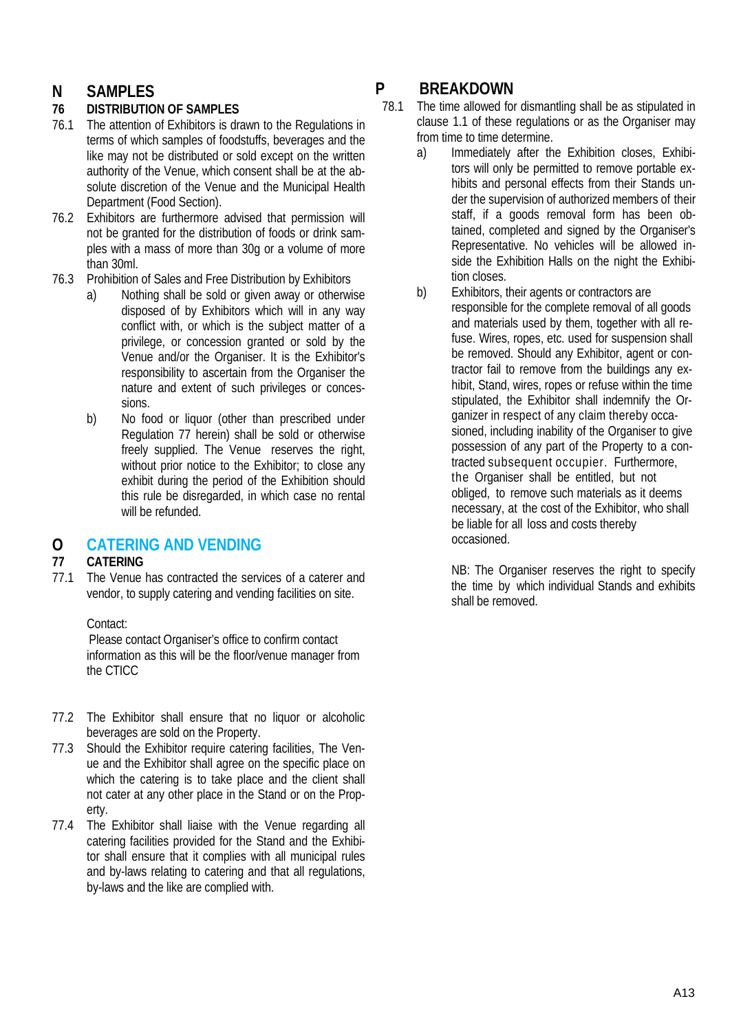## N SAMPLES

### 76 DISTRIBUTION OF SAMPLES

76.1 The attention of Exhibitors is drawn to the Regulations in terms of which samples of foodstuffs, beverages and the like may not be distributed or sold except on the written authority of the Venue, which consent shall be at the absolute discretion of the Venue and the Municipal Health Department (Food Section).

76.2 Exhibitors are furthermore advised that permission will not be granted for the distribution of foods or drink samples with a mass of more than 30g or a volume of more than 30ml.

76.3 Prohibition of Sales and Free Distribution by Exhibitors

a) Nothing shall be sold or given away or otherwise disposed of by Exhibitors which will in any way conflict with, or which is the subject matter of a privilege, or concession granted or sold by the Venue and/or the Organiser. It is the Exhibitor's responsibility to ascertain from the Organiser the nature and extent of such privileges or concessions.

b) No food or liquor (other than prescribed under Regulation 77 herein) shall be sold or otherwise freely supplied. The Venue reserves the right, without prior notice to the Exhibitor; to close any exhibit during the period of the Exhibition should this rule be disregarded, in which case no rental will be refunded.

## O CATERING AND VENDING

### 77 CATERING

77.1 The Venue has contracted the services of a caterer and vendor, to supply catering and vending facilities on site.

Contact:
Please contact Organiser's office to confirm contact information as this will be the floor/venue manager from the CTICC

77.2 The Exhibitor shall ensure that no liquor or alcoholic beverages are sold on the Property.

77.3 Should the Exhibitor require catering facilities, The Venue and the Exhibitor shall agree on the specific place on which the catering is to take place and the client shall not cater at any other place in the Stand or on the Property.

77.4 The Exhibitor shall liaise with the Venue regarding all catering facilities provided for the Stand and the Exhibitor shall ensure that it complies with all municipal rules and by-laws relating to catering and that all regulations, by-laws and the like are complied with.

## P BREAKDOWN

78.1 The time allowed for dismantling shall be as stipulated in clause 1.1 of these regulations or as the Organiser may from time to time determine.

a) Immediately after the Exhibition closes, Exhibitors will only be permitted to remove portable exhibits and personal effects from their Stands under the supervision of authorized members of their staff, if a goods removal form has been obtained, completed and signed by the Organiser's Representative. No vehicles will be allowed inside the Exhibition Halls on the night the Exhibition closes.

b) Exhibitors, their agents or contractors are responsible for the complete removal of all goods and materials used by them, together with all refuse. Wires, ropes, etc. used for suspension shall be removed. Should any Exhibitor, agent or contractor fail to remove from the buildings any exhibit, Stand, wires, ropes or refuse within the time stipulated, the Exhibitor shall indemnify the Organizer in respect of any claim thereby occasioned, including inability of the Organiser to give possession of any part of the Property to a contracted subsequent occupier. Furthermore, the Organiser shall be entitled, but not obliged, to remove such materials as it deems necessary, at the cost of the Exhibitor, who shall be liable for all loss and costs thereby occasioned.

NB: The Organiser reserves the right to specify the time by which individual Stands and exhibits shall be removed.